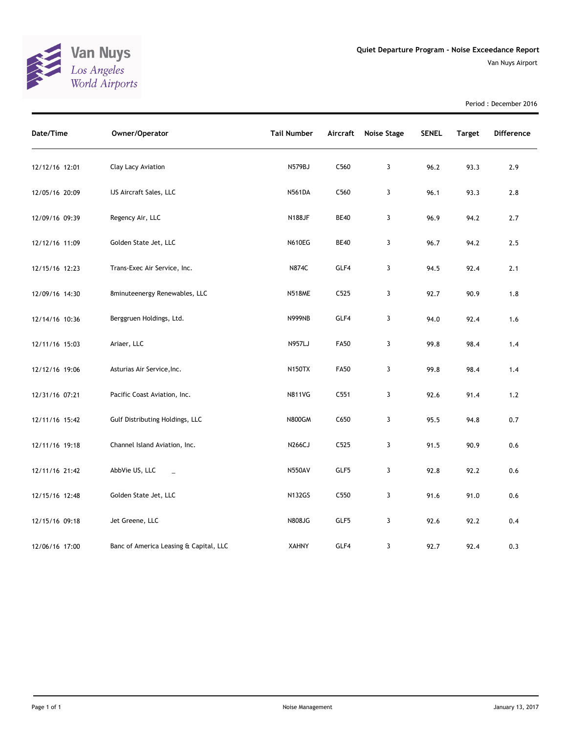Van Nuys
*Los Angeles World Airports*

## Quiet Departure Program - Noise Exceedance Report

Van Nuys Airport

Period : December 2016

| Date/Time | Owner/Operator | Tail Number | Aircraft | Noise Stage | SENEL | Target | Difference |
|---|---|---|---|---|---|---|---|
| 12/12/16 12:01 | Clay Lacy Aviation | N579BJ | C560 | 3 | 96.2 | 93.3 | 2.9 |
| 12/05/16 20:09 | IJS Aircraft Sales, LLC | N561DA | C560 | 3 | 96.1 | 93.3 | 2.8 |
| 12/09/16 09:39 | Regency Air, LLC | N188JF | BE40 | 3 | 96.9 | 94.2 | 2.7 |
| 12/12/16 11:09 | Golden State Jet, LLC | N610EG | BE40 | 3 | 96.7 | 94.2 | 2.5 |
| 12/15/16 12:23 | Trans-Exec Air Service, Inc. | N874C | GLF4 | 3 | 94.5 | 92.4 | 2.1 |
| 12/09/16 14:30 | 8minuteenergy Renewables, LLC | N518ME | C525 | 3 | 92.7 | 90.9 | 1.8 |
| 12/14/16 10:36 | Berggruen Holdings, Ltd. | N999NB | GLF4 | 3 | 94.0 | 92.4 | 1.6 |
| 12/11/16 15:03 | Ariaer, LLC | N957LJ | FA50 | 3 | 99.8 | 98.4 | 1.4 |
| 12/12/16 19:06 | Asturias Air Service,Inc. | N150TX | FA50 | 3 | 99.8 | 98.4 | 1.4 |
| 12/31/16 07:21 | Pacific Coast Aviation, Inc. | N811VG | C551 | 3 | 92.6 | 91.4 | 1.2 |
| 12/11/16 15:42 | Gulf Distributing Holdings, LLC | N800GM | C650 | 3 | 95.5 | 94.8 | 0.7 |
| 12/11/16 19:18 | Channel Island Aviation, Inc. | N266CJ | C525 | 3 | 91.5 | 90.9 | 0.6 |
| 12/11/16 21:42 | AbbVie US, LLC _ | N550AV | GLF5 | 3 | 92.8 | 92.2 | 0.6 |
| 12/15/16 12:48 | Golden State Jet, LLC | N132GS | C550 | 3 | 91.6 | 91.0 | 0.6 |
| 12/15/16 09:18 | Jet Greene, LLC | N808JG | GLF5 | 3 | 92.6 | 92.2 | 0.4 |
| 12/06/16 17:00 | Banc of America Leasing & Capital, LLC | XAHNY | GLF4 | 3 | 92.7 | 92.4 | 0.3 |

Noise Management

January 13, 2017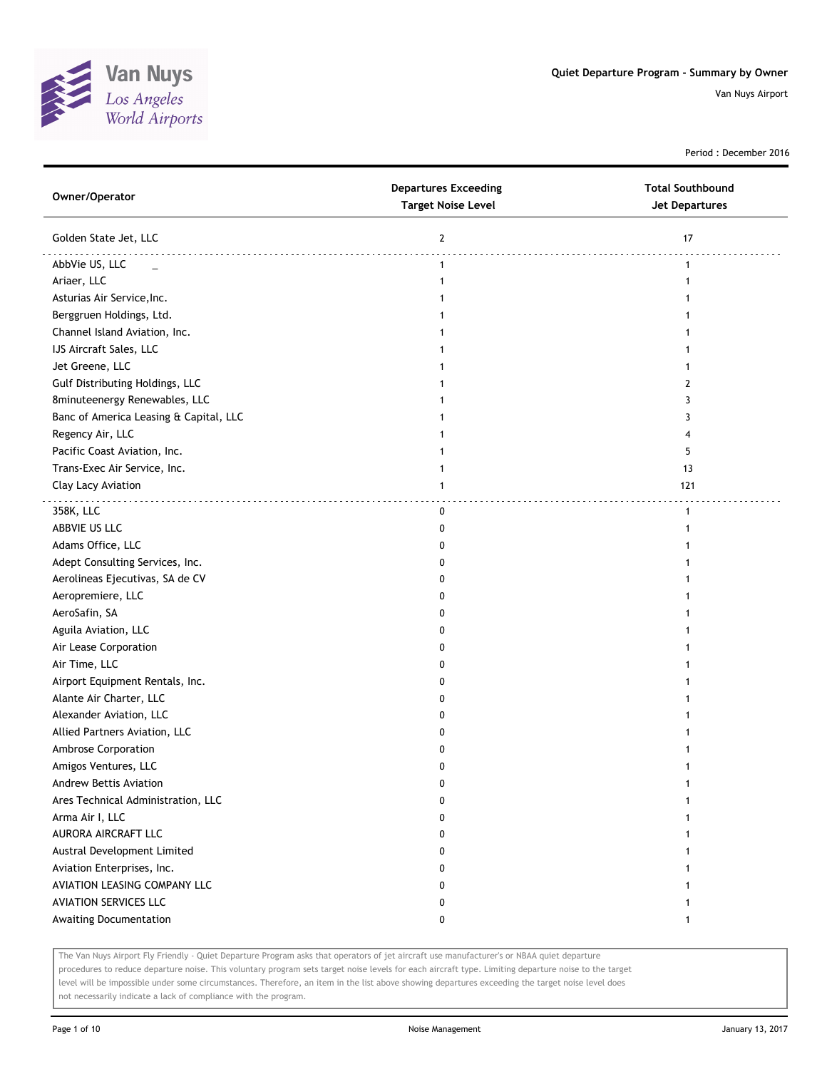Van Nuys
Los Angeles
World Airports

**Quiet Departure Program - Summary by Owner**

Van Nuys Airport

Period : December 2016

| Owner/Operator | Departures Exceeding Target Noise Level | Total Southbound Jet Departures |
|---|---|---|
| Golden State Jet, LLC | 2 | 17 |
| AbbVie US, LLC _ | 1 | 1 |
| Ariaer, LLC | 1 | 1 |
| Asturias Air Service,Inc. | 1 | 1 |
| Berggruen Holdings, Ltd. | 1 | 1 |
| Channel Island Aviation, Inc. | 1 | 1 |
| IJS Aircraft Sales, LLC | 1 | 1 |
| Jet Greene, LLC | 1 | 1 |
| Gulf Distributing Holdings, LLC | 1 | 2 |
| 8minuteenergy Renewables, LLC | 1 | 3 |
| Banc of America Leasing & Capital, LLC | 1 | 3 |
| Regency Air, LLC | 1 | 4 |
| Pacific Coast Aviation, Inc. | 1 | 5 |
| Trans-Exec Air Service, Inc. | 1 | 13 |
| Clay Lacy Aviation | 1 | 121 |
| 358K, LLC | 0 | 1 |
| ABBVIE US LLC | 0 | 1 |
| Adams Office, LLC | 0 | 1 |
| Adept Consulting Services, Inc. | 0 | 1 |
| Aerolineas Ejecutivas, SA de CV | 0 | 1 |
| Aeropremiere, LLC | 0 | 1 |
| AeroSafin, SA | 0 | 1 |
| Aguila Aviation, LLC | 0 | 1 |
| Air Lease Corporation | 0 | 1 |
| Air Time, LLC | 0 | 1 |
| Airport Equipment Rentals, Inc. | 0 | 1 |
| Alante Air Charter, LLC | 0 | 1 |
| Alexander Aviation, LLC | 0 | 1 |
| Allied Partners Aviation, LLC | 0 | 1 |
| Ambrose Corporation | 0 | 1 |
| Amigos Ventures, LLC | 0 | 1 |
| Andrew Bettis Aviation | 0 | 1 |
| Ares Technical Administration, LLC | 0 | 1 |
| Arma Air I, LLC | 0 | 1 |
| AURORA AIRCRAFT LLC | 0 | 1 |
| Austral Development Limited | 0 | 1 |
| Aviation Enterprises, Inc. | 0 | 1 |
| AVIATION LEASING COMPANY LLC | 0 | 1 |
| AVIATION SERVICES LLC | 0 | 1 |
| Awaiting Documentation | 0 | 1 |

The Van Nuys Airport Fly Friendly - Quiet Departure Program asks that operators of jet aircraft use manufacturer's or NBAA quiet departure procedures to reduce departure noise. This voluntary program sets target noise levels for each aircraft type. Limiting departure noise to the target level will be impossible under some circumstances. Therefore, an item in the list above showing departures exceeding the target noise level does not necessarily indicate a lack of compliance with the program.

Noise Management

January 13, 2017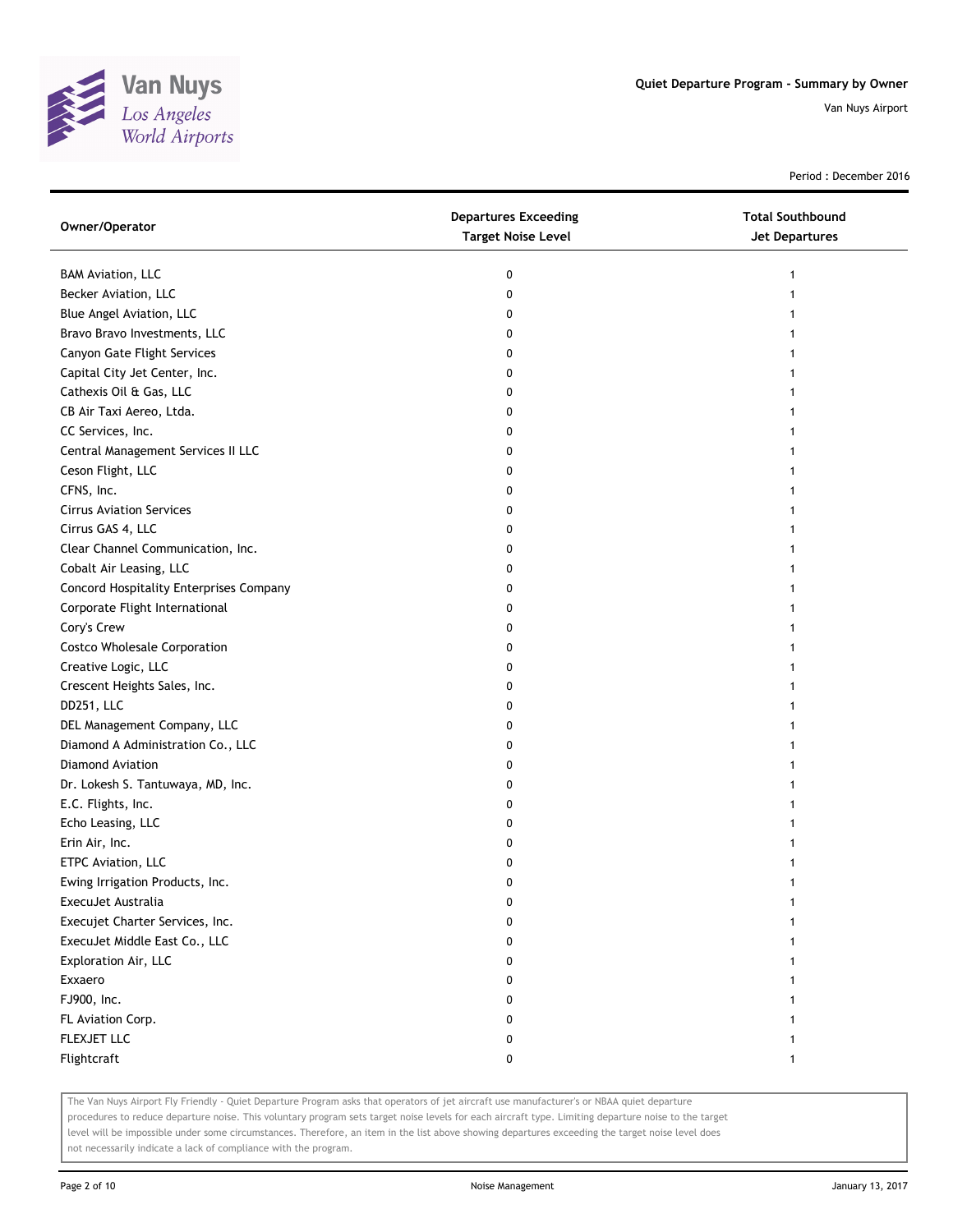Quiet Departure Program - Summary by Owner

Van Nuys Airport

Period : December 2016

| Owner/Operator | Departures Exceeding Target Noise Level | Total Southbound Jet Departures |
|---|---|---|
| BAM Aviation, LLC | 0 | 1 |
| Becker Aviation, LLC | 0 | 1 |
| Blue Angel Aviation, LLC | 0 | 1 |
| Bravo Bravo Investments, LLC | 0 | 1 |
| Canyon Gate Flight Services | 0 | 1 |
| Capital City Jet Center, Inc. | 0 | 1 |
| Cathexis Oil & Gas, LLC | 0 | 1 |
| CB Air Taxi Aereo, Ltda. | 0 | 1 |
| CC Services, Inc. | 0 | 1 |
| Central Management Services II LLC | 0 | 1 |
| Ceson Flight, LLC | 0 | 1 |
| CFNS, Inc. | 0 | 1 |
| Cirrus Aviation Services | 0 | 1 |
| Cirrus GAS 4, LLC | 0 | 1 |
| Clear Channel Communication, Inc. | 0 | 1 |
| Cobalt Air Leasing, LLC | 0 | 1 |
| Concord Hospitality Enterprises Company | 0 | 1 |
| Corporate Flight International | 0 | 1 |
| Cory's Crew | 0 | 1 |
| Costco Wholesale Corporation | 0 | 1 |
| Creative Logic, LLC | 0 | 1 |
| Crescent Heights Sales, Inc. | 0 | 1 |
| DD251, LLC | 0 | 1 |
| DEL Management Company, LLC | 0 | 1 |
| Diamond A Administration Co., LLC | 0 | 1 |
| Diamond Aviation | 0 | 1 |
| Dr. Lokesh S. Tantuwaya, MD, Inc. | 0 | 1 |
| E.C. Flights, Inc. | 0 | 1 |
| Echo Leasing, LLC | 0 | 1 |
| Erin Air, Inc. | 0 | 1 |
| ETPC Aviation, LLC | 0 | 1 |
| Ewing Irrigation Products, Inc. | 0 | 1 |
| ExecuJet Australia | 0 | 1 |
| Execujet Charter Services, Inc. | 0 | 1 |
| ExecuJet Middle East Co., LLC | 0 | 1 |
| Exploration Air, LLC | 0 | 1 |
| Exxaero | 0 | 1 |
| FJ900, Inc. | 0 | 1 |
| FL Aviation Corp. | 0 | 1 |
| FLEXJET LLC | 0 | 1 |
| Flightcraft | 0 | 1 |

The Van Nuys Airport Fly Friendly - Quiet Departure Program asks that operators of jet aircraft use manufacturer's or NBAA quiet departure procedures to reduce departure noise. This voluntary program sets target noise levels for each aircraft type. Limiting departure noise to the target level will be impossible under some circumstances. Therefore, an item in the list above showing departures exceeding the target noise level does not necessarily indicate a lack of compliance with the program.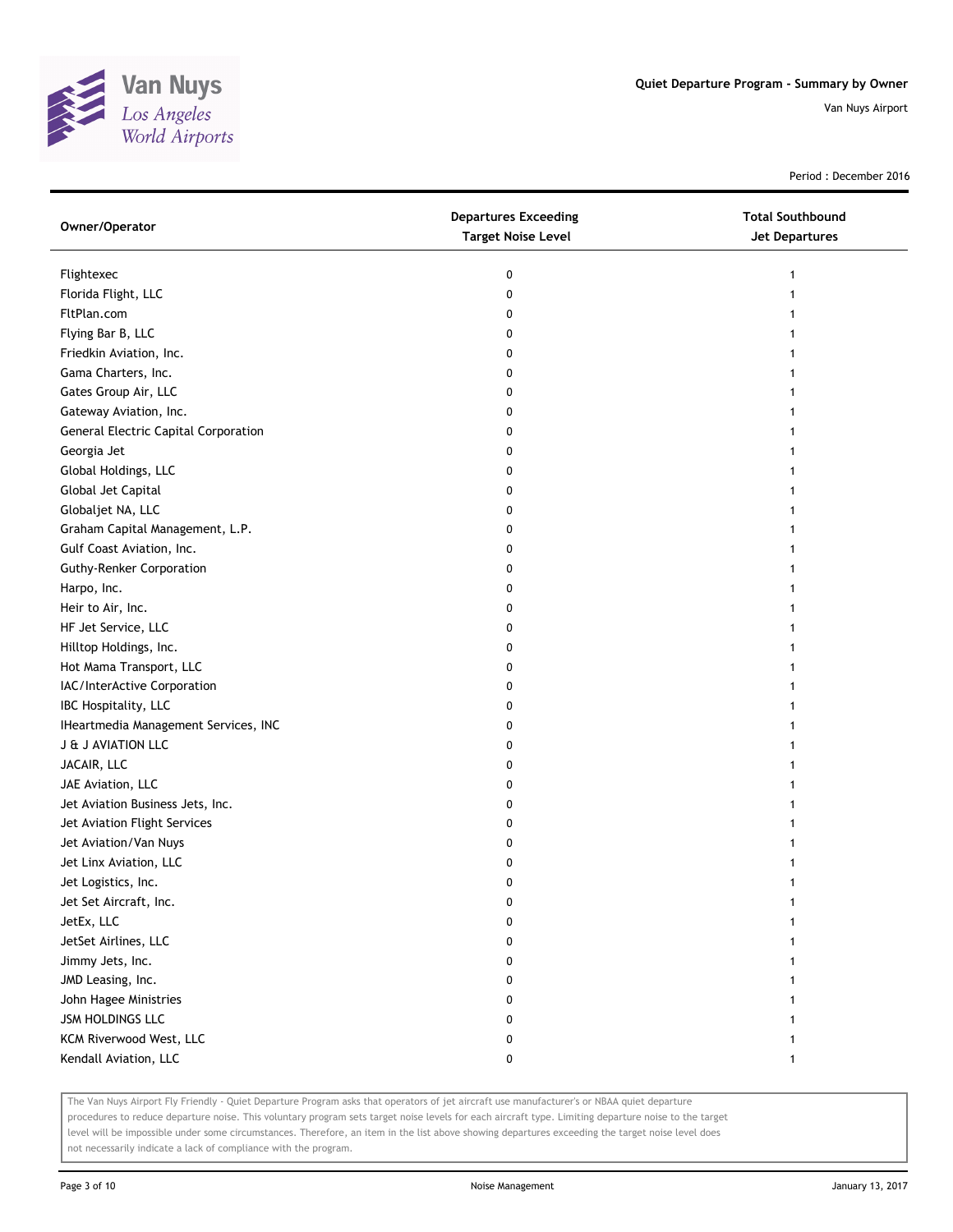Period : December 2016

| Owner/Operator | Departures Exceeding Target Noise Level | Total Southbound Jet Departures |
|---|---|---|
| Flightexec | 0 | 1 |
| Florida Flight, LLC | 0 | 1 |
| FltPlan.com | 0 | 1 |
| Flying Bar B, LLC | 0 | 1 |
| Friedkin Aviation, Inc. | 0 | 1 |
| Gama Charters, Inc. | 0 | 1 |
| Gates Group Air, LLC | 0 | 1 |
| Gateway Aviation, Inc. | 0 | 1 |
| General Electric Capital Corporation | 0 | 1 |
| Georgia Jet | 0 | 1 |
| Global Holdings, LLC | 0 | 1 |
| Global Jet Capital | 0 | 1 |
| Globaljet NA, LLC | 0 | 1 |
| Graham Capital Management, L.P. | 0 | 1 |
| Gulf Coast Aviation, Inc. | 0 | 1 |
| Guthy-Renker Corporation | 0 | 1 |
| Harpo, Inc. | 0 | 1 |
| Heir to Air, Inc. | 0 | 1 |
| HF Jet Service, LLC | 0 | 1 |
| Hilltop Holdings, Inc. | 0 | 1 |
| Hot Mama Transport, LLC | 0 | 1 |
| IAC/InterActive Corporation | 0 | 1 |
| IBC Hospitality, LLC | 0 | 1 |
| IHeartmedia Management Services, INC | 0 | 1 |
| J & J AVIATION LLC | 0 | 1 |
| JACAIR, LLC | 0 | 1 |
| JAE Aviation, LLC | 0 | 1 |
| Jet Aviation Business Jets, Inc. | 0 | 1 |
| Jet Aviation Flight Services | 0 | 1 |
| Jet Aviation/Van Nuys | 0 | 1 |
| Jet Linx Aviation, LLC | 0 | 1 |
| Jet Logistics, Inc. | 0 | 1 |
| Jet Set Aircraft, Inc. | 0 | 1 |
| JetEx, LLC | 0 | 1 |
| JetSet Airlines, LLC | 0 | 1 |
| Jimmy Jets, Inc. | 0 | 1 |
| JMD Leasing, Inc. | 0 | 1 |
| John Hagee Ministries | 0 | 1 |
| JSM HOLDINGS LLC | 0 | 1 |
| KCM Riverwood West, LLC | 0 | 1 |
| Kendall Aviation, LLC | 0 | 1 |

The Van Nuys Airport Fly Friendly - Quiet Departure Program asks that operators of jet aircraft use manufacturer's or NBAA quiet departure procedures to reduce departure noise. This voluntary program sets target noise levels for each aircraft type. Limiting departure noise to the target level will be impossible under some circumstances. Therefore, an item in the list above showing departures exceeding the target noise level does not necessarily indicate a lack of compliance with the program.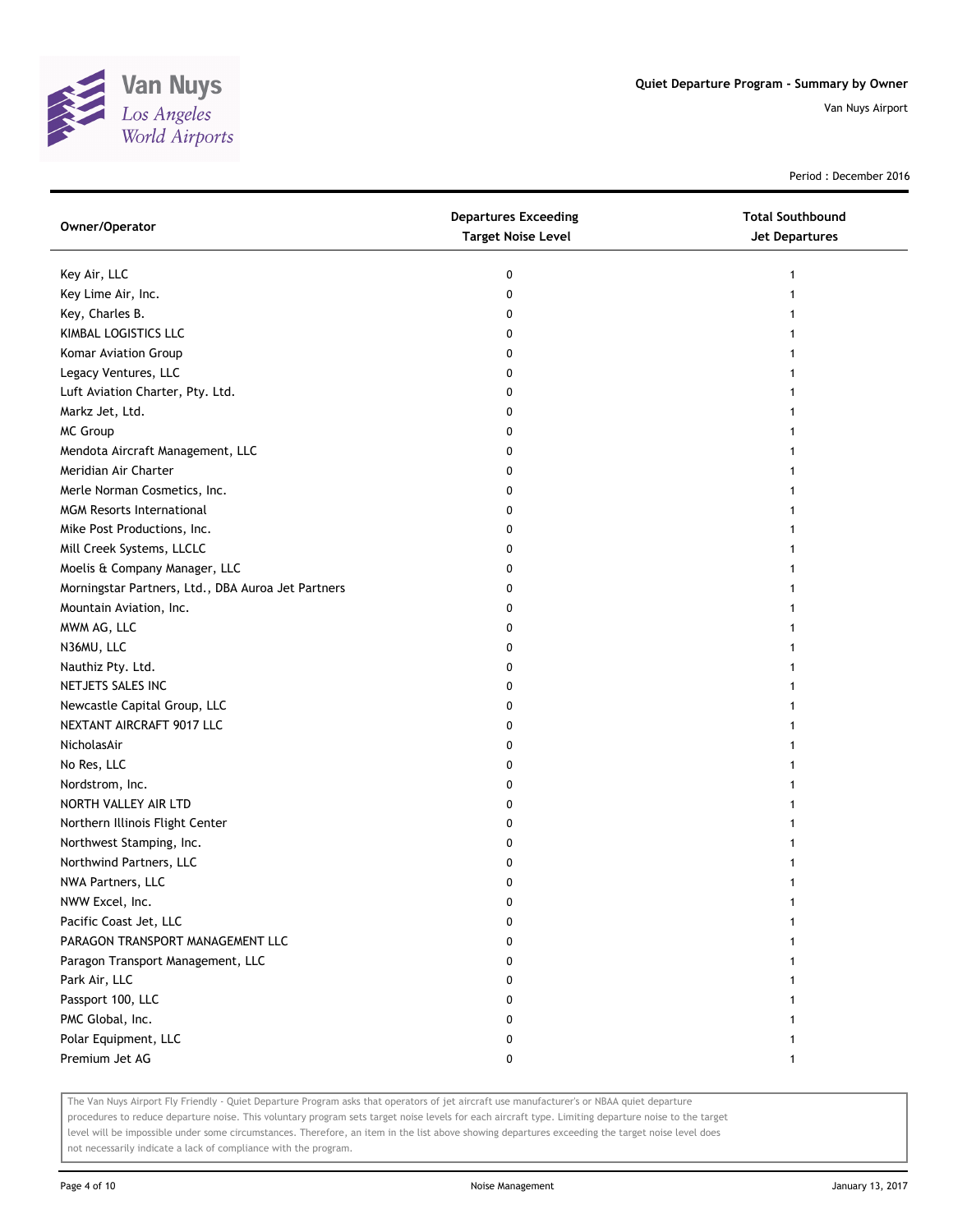Quiet Departure Program - Summary by Owner

Van Nuys Airport

Period : December 2016

| Owner/Operator | Departures Exceeding Target Noise Level | Total Southbound Jet Departures |
|---|---|---|
| Key Air, LLC | 0 | 1 |
| Key Lime Air, Inc. | 0 | 1 |
| Key, Charles B. | 0 | 1 |
| KIMBAL LOGISTICS LLC | 0 | 1 |
| Komar Aviation Group | 0 | 1 |
| Legacy Ventures, LLC | 0 | 1 |
| Luft Aviation Charter, Pty. Ltd. | 0 | 1 |
| Markz Jet, Ltd. | 0 | 1 |
| MC Group | 0 | 1 |
| Mendota Aircraft Management, LLC | 0 | 1 |
| Meridian Air Charter | 0 | 1 |
| Merle Norman Cosmetics, Inc. | 0 | 1 |
| MGM Resorts International | 0 | 1 |
| Mike Post Productions, Inc. | 0 | 1 |
| Mill Creek Systems, LLCLC | 0 | 1 |
| Moelis & Company Manager, LLC | 0 | 1 |
| Morningstar Partners, Ltd., DBA Auroa Jet Partners | 0 | 1 |
| Mountain Aviation, Inc. | 0 | 1 |
| MWM AG, LLC | 0 | 1 |
| N36MU, LLC | 0 | 1 |
| Nauthiz Pty. Ltd. | 0 | 1 |
| NETJETS SALES INC | 0 | 1 |
| Newcastle Capital Group, LLC | 0 | 1 |
| NEXTANT AIRCRAFT 9017 LLC | 0 | 1 |
| NicholasAir | 0 | 1 |
| No Res, LLC | 0 | 1 |
| Nordstrom, Inc. | 0 | 1 |
| NORTH VALLEY AIR LTD | 0 | 1 |
| Northern Illinois Flight Center | 0 | 1 |
| Northwest Stamping, Inc. | 0 | 1 |
| Northwind Partners, LLC | 0 | 1 |
| NWA Partners, LLC | 0 | 1 |
| NWW Excel, Inc. | 0 | 1 |
| Pacific Coast Jet, LLC | 0 | 1 |
| PARAGON TRANSPORT MANAGEMENT LLC | 0 | 1 |
| Paragon Transport Management, LLC | 0 | 1 |
| Park Air, LLC | 0 | 1 |
| Passport 100, LLC | 0 | 1 |
| PMC Global, Inc. | 0 | 1 |
| Polar Equipment, LLC | 0 | 1 |
| Premium Jet AG | 0 | 1 |

The Van Nuys Airport Fly Friendly - Quiet Departure Program asks that operators of jet aircraft use manufacturer's or NBAA quiet departure procedures to reduce departure noise. This voluntary program sets target noise levels for each aircraft type. Limiting departure noise to the target level will be impossible under some circumstances. Therefore, an item in the list above showing departures exceeding the target noise level does not necessarily indicate a lack of compliance with the program.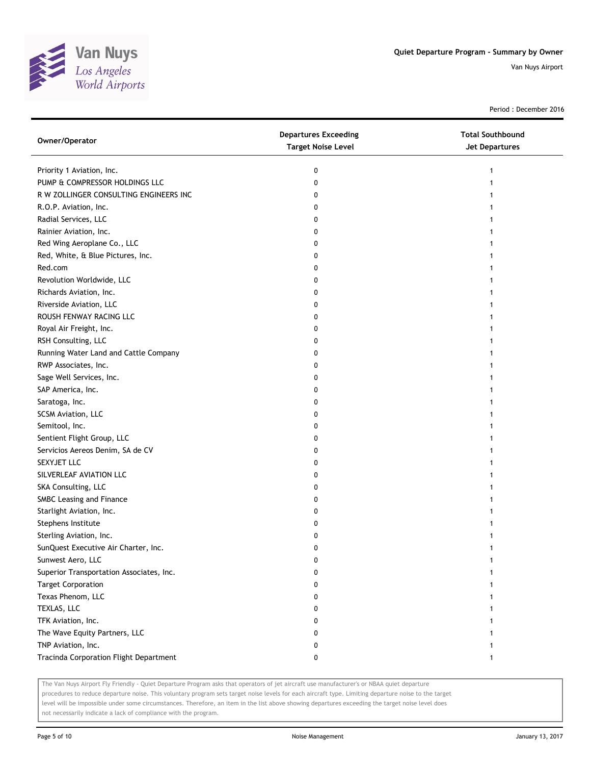Quiet Departure Program - Summary by Owner

Van Nuys Airport

Period : December 2016

| Owner/Operator | Departures Exceeding Target Noise Level | Total Southbound Jet Departures |
|---|---|---|
| Priority 1 Aviation, Inc. | 0 | 1 |
| PUMP & COMPRESSOR HOLDINGS LLC | 0 | 1 |
| R W ZOLLINGER CONSULTING ENGINEERS INC | 0 | 1 |
| R.O.P. Aviation, Inc. | 0 | 1 |
| Radial Services, LLC | 0 | 1 |
| Rainier Aviation, Inc. | 0 | 1 |
| Red Wing Aeroplane Co., LLC | 0 | 1 |
| Red, White, & Blue Pictures, Inc. | 0 | 1 |
| Red.com | 0 | 1 |
| Revolution Worldwide, LLC | 0 | 1 |
| Richards Aviation, Inc. | 0 | 1 |
| Riverside Aviation, LLC | 0 | 1 |
| ROUSH FENWAY RACING LLC | 0 | 1 |
| Royal Air Freight, Inc. | 0 | 1 |
| RSH Consulting, LLC | 0 | 1 |
| Running Water Land and Cattle Company | 0 | 1 |
| RWP Associates, Inc. | 0 | 1 |
| Sage Well Services, Inc. | 0 | 1 |
| SAP America, Inc. | 0 | 1 |
| Saratoga, Inc. | 0 | 1 |
| SCSM Aviation, LLC | 0 | 1 |
| Semitool, Inc. | 0 | 1 |
| Sentient Flight Group, LLC | 0 | 1 |
| Servicios Aereos Denim, SA de CV | 0 | 1 |
| SEXYJET LLC | 0 | 1 |
| SILVERLEAF AVIATION LLC | 0 | 1 |
| SKA Consulting, LLC | 0 | 1 |
| SMBC Leasing and Finance | 0 | 1 |
| Starlight Aviation, Inc. | 0 | 1 |
| Stephens Institute | 0 | 1 |
| Sterling Aviation, Inc. | 0 | 1 |
| SunQuest Executive Air Charter, Inc. | 0 | 1 |
| Sunwest Aero, LLC | 0 | 1 |
| Superior Transportation Associates, Inc. | 0 | 1 |
| Target Corporation | 0 | 1 |
| Texas Phenom, LLC | 0 | 1 |
| TEXLAS, LLC | 0 | 1 |
| TFK Aviation, Inc. | 0 | 1 |
| The Wave Equity Partners, LLC | 0 | 1 |
| TNP Aviation, Inc. | 0 | 1 |
| Tracinda Corporation Flight Department | 0 | 1 |

The Van Nuys Airport Fly Friendly - Quiet Departure Program asks that operators of jet aircraft use manufacturer's or NBAA quiet departure procedures to reduce departure noise. This voluntary program sets target noise levels for each aircraft type. Limiting departure noise to the target level will be impossible under some circumstances. Therefore, an item in the list above showing departures exceeding the target noise level does not necessarily indicate a lack of compliance with the program.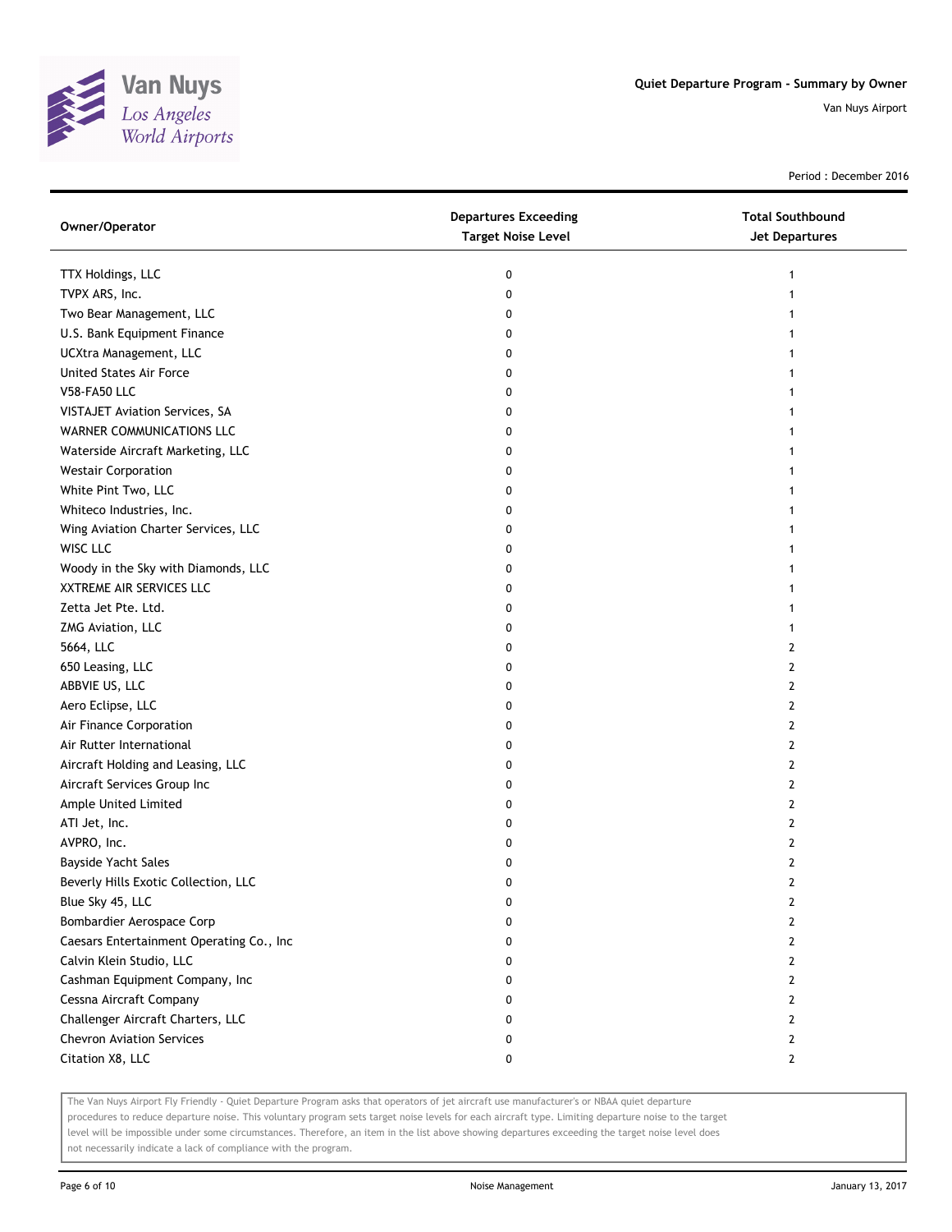# Quiet Departure Program - Summary by Owner

Van Nuys Airport

Period : December 2016

| Owner/Operator | Departures Exceeding Target Noise Level | Total Southbound Jet Departures |
|---|---|---|
| TTX Holdings, LLC | 0 | 1 |
| TVPX ARS, Inc. | 0 | 1 |
| Two Bear Management, LLC | 0 | 1 |
| U.S. Bank Equipment Finance | 0 | 1 |
| UCXtra Management, LLC | 0 | 1 |
| United States Air Force | 0 | 1 |
| V58-FA50 LLC | 0 | 1 |
| VISTAJET Aviation Services, SA | 0 | 1 |
| WARNER COMMUNICATIONS LLC | 0 | 1 |
| Waterside Aircraft Marketing, LLC | 0 | 1 |
| Westair Corporation | 0 | 1 |
| White Pint Two, LLC | 0 | 1 |
| Whiteco Industries, Inc. | 0 | 1 |
| Wing Aviation Charter Services, LLC | 0 | 1 |
| WISC LLC | 0 | 1 |
| Woody in the Sky with Diamonds, LLC | 0 | 1 |
| XXTREME AIR SERVICES LLC | 0 | 1 |
| Zetta Jet Pte. Ltd. | 0 | 1 |
| ZMG Aviation, LLC | 0 | 1 |
| 5664, LLC | 0 | 2 |
| 650 Leasing, LLC | 0 | 2 |
| ABBVIE US, LLC | 0 | 2 |
| Aero Eclipse, LLC | 0 | 2 |
| Air Finance Corporation | 0 | 2 |
| Air Rutter International | 0 | 2 |
| Aircraft Holding and Leasing, LLC | 0 | 2 |
| Aircraft Services Group Inc | 0 | 2 |
| Ample United Limited | 0 | 2 |
| ATI Jet, Inc. | 0 | 2 |
| AVPRO, Inc. | 0 | 2 |
| Bayside Yacht Sales | 0 | 2 |
| Beverly Hills Exotic Collection, LLC | 0 | 2 |
| Blue Sky 45, LLC | 0 | 2 |
| Bombardier Aerospace Corp | 0 | 2 |
| Caesars Entertainment Operating Co., Inc | 0 | 2 |
| Calvin Klein Studio, LLC | 0 | 2 |
| Cashman Equipment Company, Inc | 0 | 2 |
| Cessna Aircraft Company | 0 | 2 |
| Challenger Aircraft Charters, LLC | 0 | 2 |
| Chevron Aviation Services | 0 | 2 |
| Citation X8, LLC | 0 | 2 |

The Van Nuys Airport Fly Friendly - Quiet Departure Program asks that operators of jet aircraft use manufacturer's or NBAA quiet departure procedures to reduce departure noise. This voluntary program sets target noise levels for each aircraft type. Limiting departure noise to the target level will be impossible under some circumstances. Therefore, an item in the list above showing departures exceeding the target noise level does not necessarily indicate a lack of compliance with the program.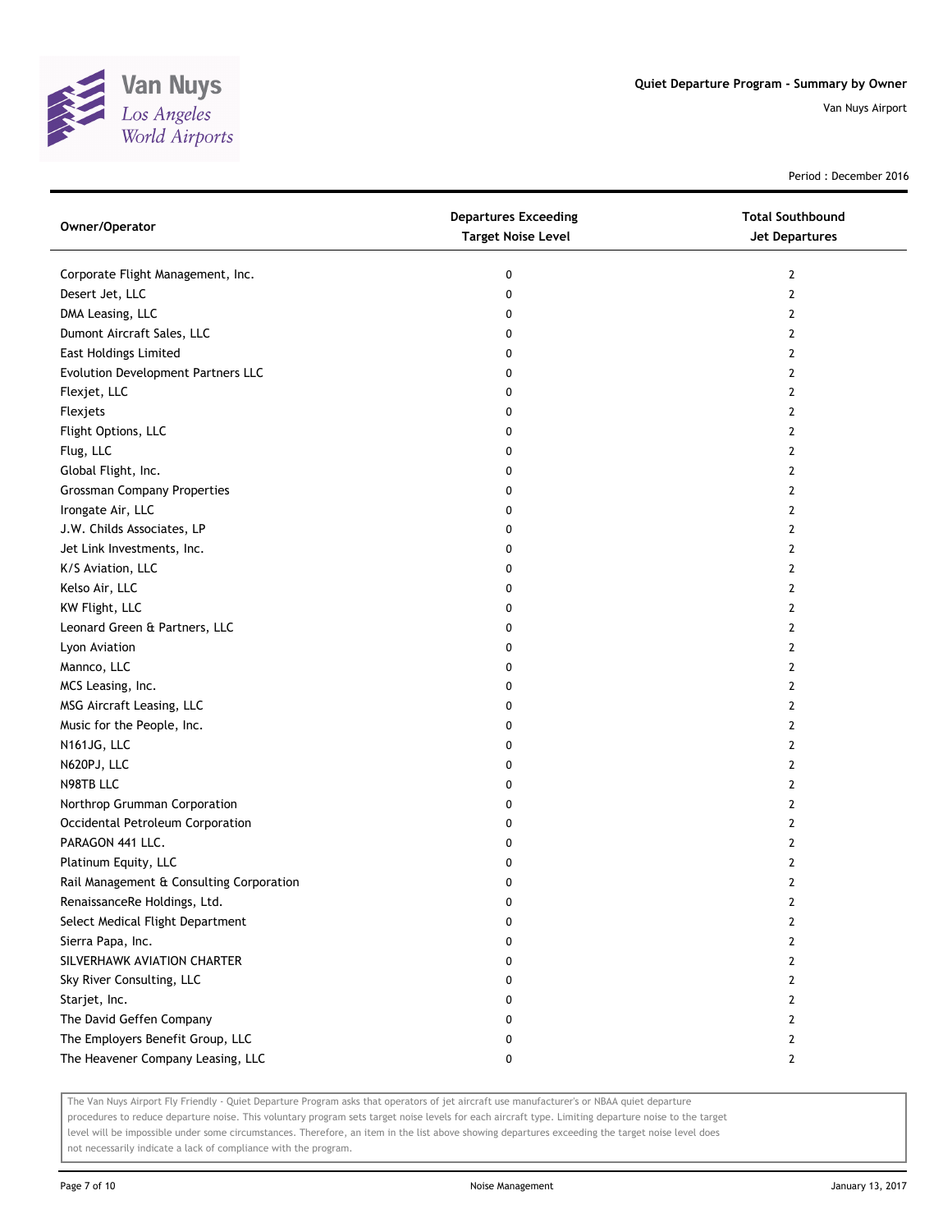Quiet Departure Program - Summary by Owner

Van Nuys Airport

Period : December 2016

| Owner/Operator | Departures Exceeding Target Noise Level | Total Southbound Jet Departures |
|---|---|---|
| Corporate Flight Management, Inc. | 0 | 2 |
| Desert Jet, LLC | 0 | 2 |
| DMA Leasing, LLC | 0 | 2 |
| Dumont Aircraft Sales, LLC | 0 | 2 |
| East Holdings Limited | 0 | 2 |
| Evolution Development Partners LLC | 0 | 2 |
| Flexjet, LLC | 0 | 2 |
| Flexjets | 0 | 2 |
| Flight Options, LLC | 0 | 2 |
| Flug, LLC | 0 | 2 |
| Global Flight, Inc. | 0 | 2 |
| Grossman Company Properties | 0 | 2 |
| Irongate Air, LLC | 0 | 2 |
| J.W. Childs Associates, LP | 0 | 2 |
| Jet Link Investments, Inc. | 0 | 2 |
| K/S Aviation, LLC | 0 | 2 |
| Kelso Air, LLC | 0 | 2 |
| KW Flight, LLC | 0 | 2 |
| Leonard Green & Partners, LLC | 0 | 2 |
| Lyon Aviation | 0 | 2 |
| Mannco, LLC | 0 | 2 |
| MCS Leasing, Inc. | 0 | 2 |
| MSG Aircraft Leasing, LLC | 0 | 2 |
| Music for the People, Inc. | 0 | 2 |
| N161JG, LLC | 0 | 2 |
| N620PJ, LLC | 0 | 2 |
| N98TB LLC | 0 | 2 |
| Northrop Grumman Corporation | 0 | 2 |
| Occidental Petroleum Corporation | 0 | 2 |
| PARAGON 441 LLC. | 0 | 2 |
| Platinum Equity, LLC | 0 | 2 |
| Rail Management & Consulting Corporation | 0 | 2 |
| RenaissanceRe Holdings, Ltd. | 0 | 2 |
| Select Medical Flight Department | 0 | 2 |
| Sierra Papa, Inc. | 0 | 2 |
| SILVERHAWK AVIATION CHARTER | 0 | 2 |
| Sky River Consulting, LLC | 0 | 2 |
| Starjet, Inc. | 0 | 2 |
| The David Geffen Company | 0 | 2 |
| The Employers Benefit Group, LLC | 0 | 2 |
| The Heavener Company Leasing, LLC | 0 | 2 |

The Van Nuys Airport Fly Friendly - Quiet Departure Program asks that operators of jet aircraft use manufacturer's or NBAA quiet departure procedures to reduce departure noise. This voluntary program sets target noise levels for each aircraft type. Limiting departure noise to the target level will be impossible under some circumstances. Therefore, an item in the list above showing departures exceeding the target noise level does not necessarily indicate a lack of compliance with the program.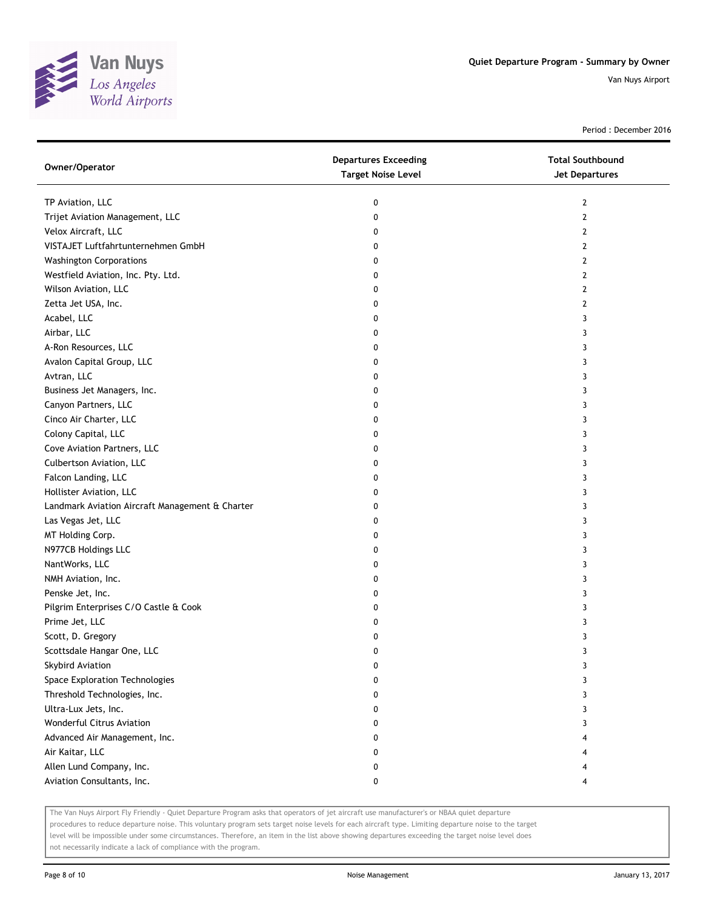Quiet Departure Program - Summary by Owner

Van Nuys Airport

Period : December 2016

| Owner/Operator | Departures Exceeding Target Noise Level | Total Southbound Jet Departures |
|---|---|---|
| TP Aviation, LLC | 0 | 2 |
| Trijet Aviation Management, LLC | 0 | 2 |
| Velox Aircraft, LLC | 0 | 2 |
| VISTAJET Luftfahrtunternehmen GmbH | 0 | 2 |
| Washington Corporations | 0 | 2 |
| Westfield Aviation, Inc. Pty. Ltd. | 0 | 2 |
| Wilson Aviation, LLC | 0 | 2 |
| Zetta Jet USA, Inc. | 0 | 2 |
| Acabel, LLC | 0 | 3 |
| Airbar, LLC | 0 | 3 |
| A-Ron Resources, LLC | 0 | 3 |
| Avalon Capital Group, LLC | 0 | 3 |
| Avtran, LLC | 0 | 3 |
| Business Jet Managers, Inc. | 0 | 3 |
| Canyon Partners, LLC | 0 | 3 |
| Cinco Air Charter, LLC | 0 | 3 |
| Colony Capital, LLC | 0 | 3 |
| Cove Aviation Partners, LLC | 0 | 3 |
| Culbertson Aviation, LLC | 0 | 3 |
| Falcon Landing, LLC | 0 | 3 |
| Hollister Aviation, LLC | 0 | 3 |
| Landmark Aviation Aircraft Management & Charter | 0 | 3 |
| Las Vegas Jet, LLC | 0 | 3 |
| MT Holding Corp. | 0 | 3 |
| N977CB Holdings LLC | 0 | 3 |
| NantWorks, LLC | 0 | 3 |
| NMH Aviation, Inc. | 0 | 3 |
| Penske Jet, Inc. | 0 | 3 |
| Pilgrim Enterprises C/O Castle & Cook | 0 | 3 |
| Prime Jet, LLC | 0 | 3 |
| Scott, D. Gregory | 0 | 3 |
| Scottsdale Hangar One, LLC | 0 | 3 |
| Skybird Aviation | 0 | 3 |
| Space Exploration Technologies | 0 | 3 |
| Threshold Technologies, Inc. | 0 | 3 |
| Ultra-Lux Jets, Inc. | 0 | 3 |
| Wonderful Citrus Aviation | 0 | 3 |
| Advanced Air Management, Inc. | 0 | 4 |
| Air Kaitar, LLC | 0 | 4 |
| Allen Lund Company, Inc. | 0 | 4 |
| Aviation Consultants, Inc. | 0 | 4 |

The Van Nuys Airport Fly Friendly - Quiet Departure Program asks that operators of jet aircraft use manufacturer's or NBAA quiet departure procedures to reduce departure noise. This voluntary program sets target noise levels for each aircraft type. Limiting departure noise to the target level will be impossible under some circumstances. Therefore, an item in the list above showing departures exceeding the target noise level does not necessarily indicate a lack of compliance with the program.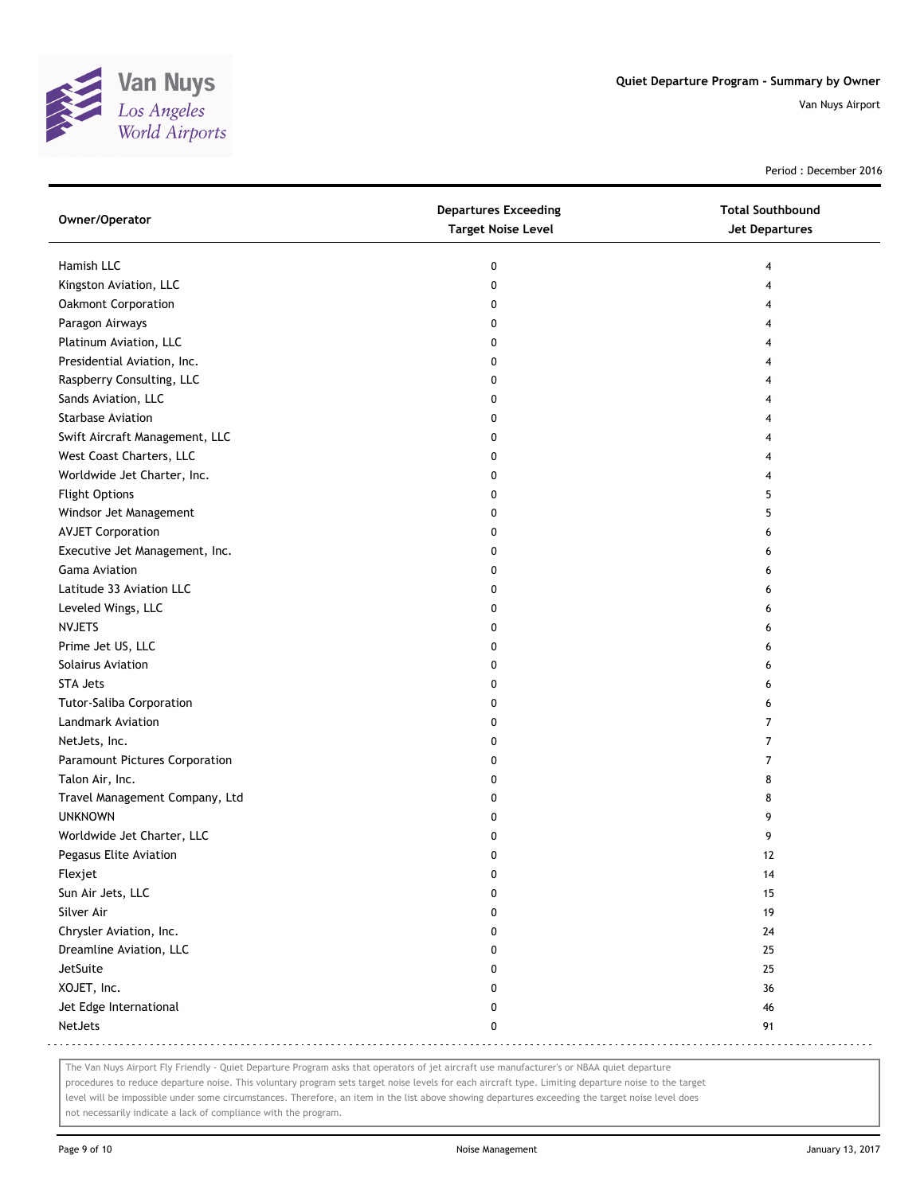Quiet Departure Program - Summary by Owner

Van Nuys Airport

Period : December 2016

| Owner/Operator | Departures Exceeding Target Noise Level | Total Southbound Jet Departures |
|---|---|---|
| Hamish LLC | 0 | 4 |
| Kingston Aviation, LLC | 0 | 4 |
| Oakmont Corporation | 0 | 4 |
| Paragon Airways | 0 | 4 |
| Platinum Aviation, LLC | 0 | 4 |
| Presidential Aviation, Inc. | 0 | 4 |
| Raspberry Consulting, LLC | 0 | 4 |
| Sands Aviation, LLC | 0 | 4 |
| Starbase Aviation | 0 | 4 |
| Swift Aircraft Management, LLC | 0 | 4 |
| West Coast Charters, LLC | 0 | 4 |
| Worldwide Jet Charter, Inc. | 0 | 4 |
| Flight Options | 0 | 5 |
| Windsor Jet Management | 0 | 5 |
| AVJET Corporation | 0 | 6 |
| Executive Jet Management, Inc. | 0 | 6 |
| Gama Aviation | 0 | 6 |
| Latitude 33 Aviation LLC | 0 | 6 |
| Leveled Wings, LLC | 0 | 6 |
| NVJETS | 0 | 6 |
| Prime Jet US, LLC | 0 | 6 |
| Solairus Aviation | 0 | 6 |
| STA Jets | 0 | 6 |
| Tutor-Saliba Corporation | 0 | 6 |
| Landmark Aviation | 0 | 7 |
| NetJets, Inc. | 0 | 7 |
| Paramount Pictures Corporation | 0 | 7 |
| Talon Air, Inc. | 0 | 8 |
| Travel Management Company, Ltd | 0 | 8 |
| UNKNOWN | 0 | 9 |
| Worldwide Jet Charter, LLC | 0 | 9 |
| Pegasus Elite Aviation | 0 | 12 |
| Flexjet | 0 | 14 |
| Sun Air Jets, LLC | 0 | 15 |
| Silver Air | 0 | 19 |
| Chrysler Aviation, Inc. | 0 | 24 |
| Dreamline Aviation, LLC | 0 | 25 |
| JetSuite | 0 | 25 |
| XOJET, Inc. | 0 | 36 |
| Jet Edge International | 0 | 46 |
| NetJets | 0 | 91 |

The Van Nuys Airport Fly Friendly - Quiet Departure Program asks that operators of jet aircraft use manufacturer's or NBAA quiet departure procedures to reduce departure noise. This voluntary program sets target noise levels for each aircraft type. Limiting departure noise to the target level will be impossible under some circumstances. Therefore, an item in the list above showing departures exceeding the target noise level does not necessarily indicate a lack of compliance with the program.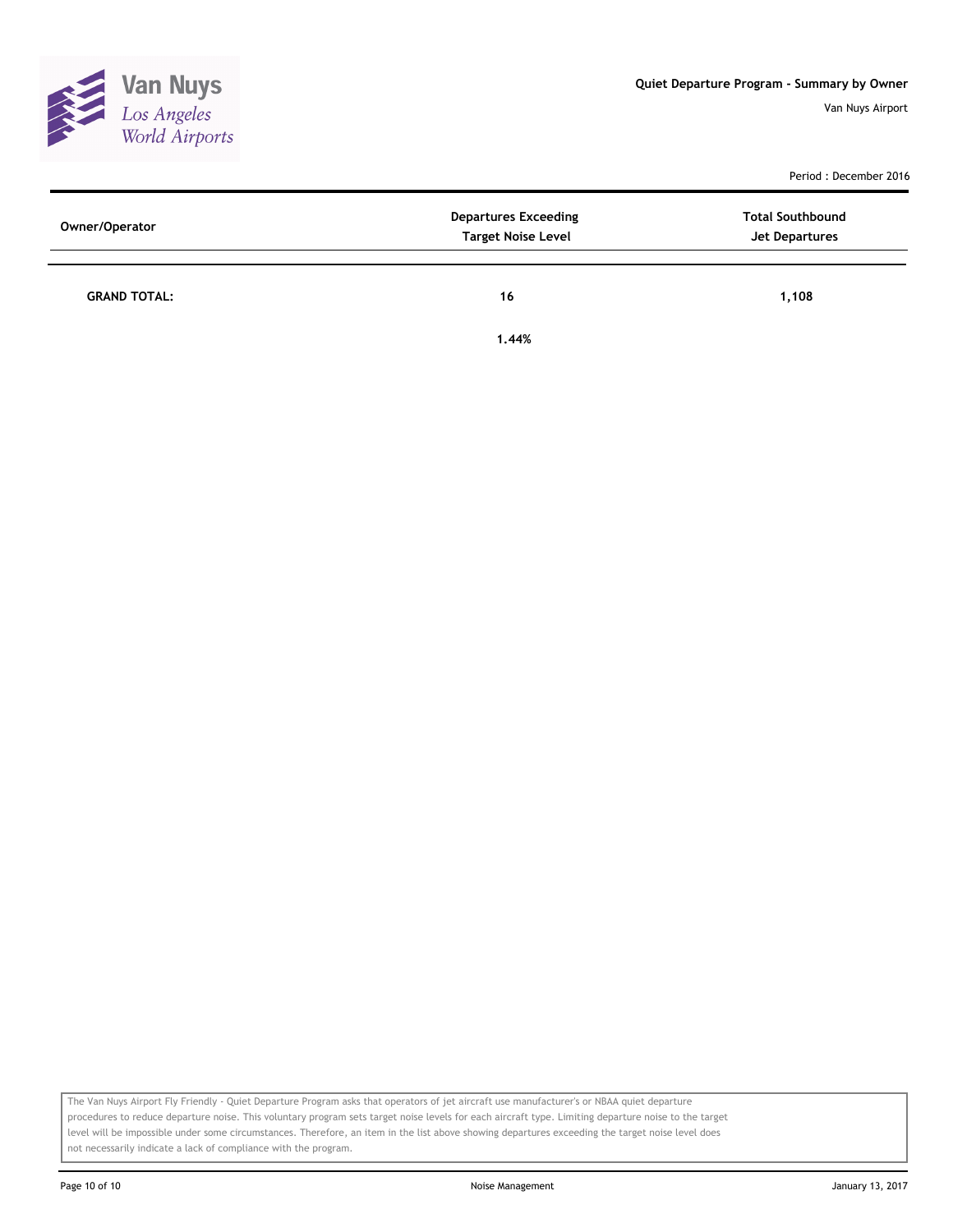# Quiet Departure Program - Summary by Owner

Van Nuys Airport

Period : December 2016

| Owner/Operator | Departures Exceeding Target Noise Level | Total Southbound Jet Departures |
|---|---|---|
| **GRAND TOTAL:** | **16** | **1,108** |
| | **1.44%** | |

The Van Nuys Airport Fly Friendly - Quiet Departure Program asks that operators of jet aircraft use manufacturer's or NBAA quiet departure procedures to reduce departure noise. This voluntary program sets target noise levels for each aircraft type. Limiting departure noise to the target level will be impossible under some circumstances. Therefore, an item in the list above showing departures exceeding the target noise level does not necessarily indicate a lack of compliance with the program.